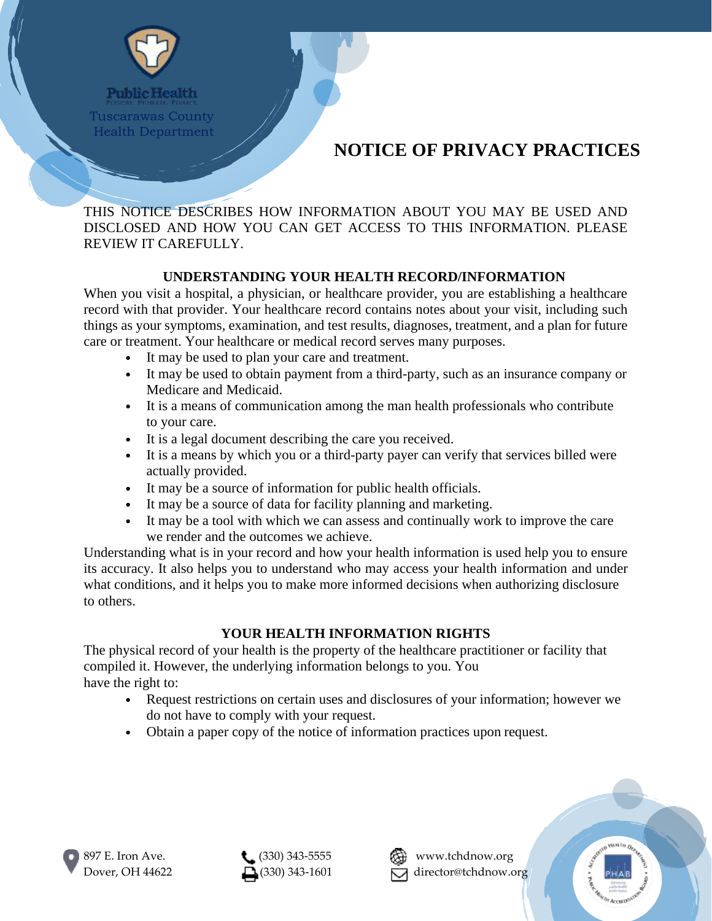Public Health
Prevent. Promote. Protect.
Tuscarawas County Health Department

# NOTICE OF PRIVACY PRACTICES

THIS NOTICE DESCRIBES HOW INFORMATION ABOUT YOU MAY BE USED AND DISCLOSED AND HOW YOU CAN GET ACCESS TO THIS INFORMATION. PLEASE REVIEW IT CAREFULLY.

## UNDERSTANDING YOUR HEALTH RECORD/INFORMATION

When you visit a hospital, a physician, or healthcare provider, you are establishing a healthcare record with that provider. Your healthcare record contains notes about your visit, including such things as your symptoms, examination, and test results, diagnoses, treatment, and a plan for future care or treatment. Your healthcare or medical record serves many purposes.

- It may be used to plan your care and treatment.
- It may be used to obtain payment from a third-party, such as an insurance company or Medicare and Medicaid.
- It is a means of communication among the man health professionals who contribute to your care.
- It is a legal document describing the care you received.
- It is a means by which you or a third-party payer can verify that services billed were actually provided.
- It may be a source of information for public health officials.
- It may be a source of data for facility planning and marketing.
- It may be a tool with which we can assess and continually work to improve the care we render and the outcomes we achieve.

Understanding what is in your record and how your health information is used help you to ensure its accuracy. It also helps you to understand who may access your health information and under what conditions, and it helps you to make more informed decisions when authorizing disclosure to others.

## YOUR HEALTH INFORMATION RIGHTS

The physical record of your health is the property of the healthcare practitioner or facility that compiled it. However, the underlying information belongs to you. You have the right to:

- Request restrictions on certain uses and disclosures of your information; however we do not have to comply with your request.
- Obtain a paper copy of the notice of information practices upon request.

897 E. Iron Ave.
Dover, OH 44622

(330) 343-5555
(330) 343-1601

www.tchdnow.org
director@tchdnow.org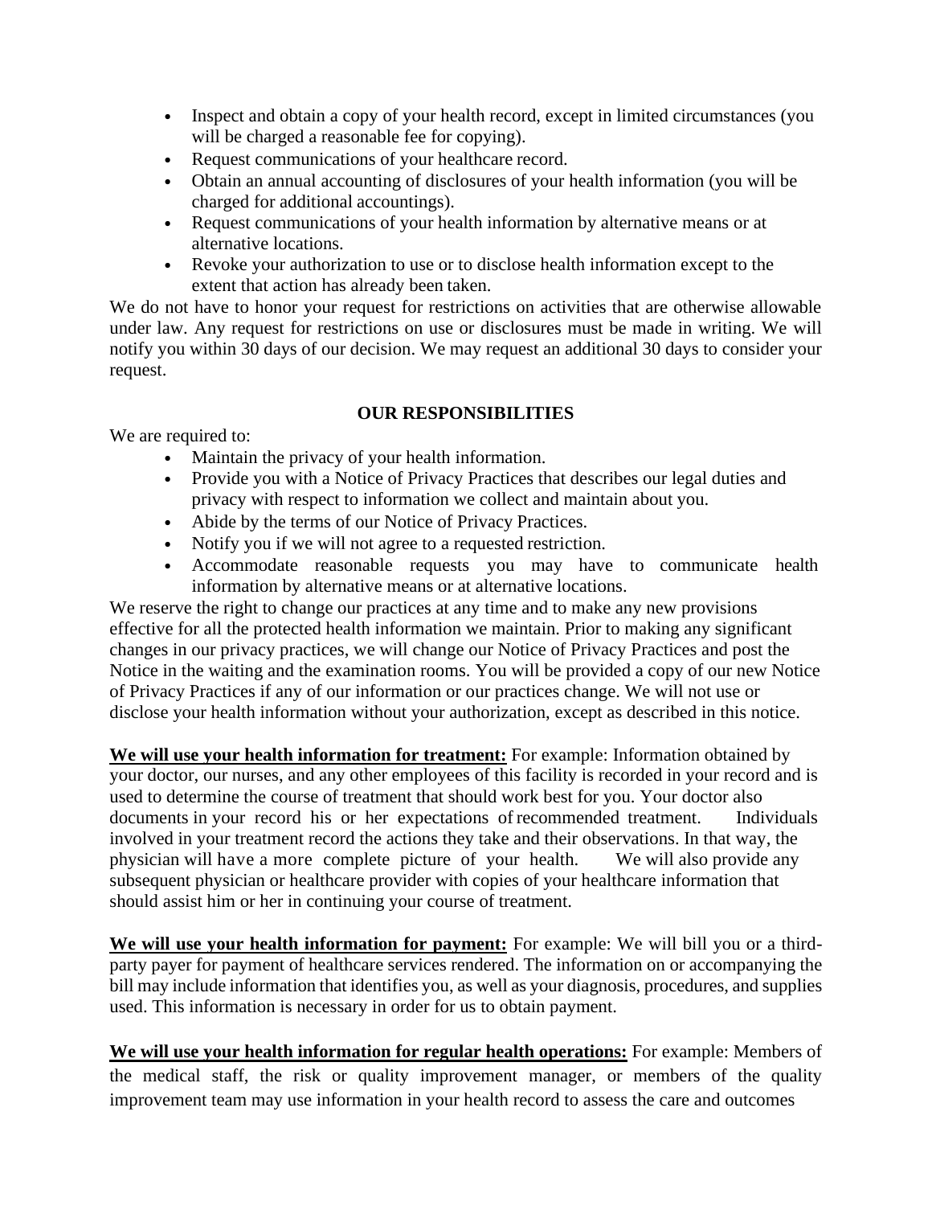- Inspect and obtain a copy of your health record, except in limited circumstances (you will be charged a reasonable fee for copying).
- Request communications of your healthcare record.
- Obtain an annual accounting of disclosures of your health information (you will be charged for additional accountings).
- Request communications of your health information by alternative means or at alternative locations.
- Revoke your authorization to use or to disclose health information except to the extent that action has already been taken.

We do not have to honor your request for restrictions on activities that are otherwise allowable under law. Any request for restrictions on use or disclosures must be made in writing. We will notify you within 30 days of our decision. We may request an additional 30 days to consider your request.

## OUR RESPONSIBILITIES

We are required to:

- Maintain the privacy of your health information.
- Provide you with a Notice of Privacy Practices that describes our legal duties and privacy with respect to information we collect and maintain about you.
- Abide by the terms of our Notice of Privacy Practices.
- Notify you if we will not agree to a requested restriction.
- Accommodate reasonable requests you may have to communicate health information by alternative means or at alternative locations.

We reserve the right to change our practices at any time and to make any new provisions effective for all the protected health information we maintain. Prior to making any significant changes in our privacy practices, we will change our Notice of Privacy Practices and post the Notice in the waiting and the examination rooms. You will be provided a copy of our new Notice of Privacy Practices if any of our information or our practices change. We will not use or disclose your health information without your authorization, except as described in this notice.

**We will use your health information for treatment:** For example: Information obtained by your doctor, our nurses, and any other employees of this facility is recorded in your record and is used to determine the course of treatment that should work best for you. Your doctor also documents in your record his or her expectations of recommended treatment. Individuals involved in your treatment record the actions they take and their observations. In that way, the physician will have a more complete picture of your health. We will also provide any subsequent physician or healthcare provider with copies of your healthcare information that should assist him or her in continuing your course of treatment.

**We will use your health information for payment:** For example: We will bill you or a third-party payer for payment of healthcare services rendered. The information on or accompanying the bill may include information that identifies you, as well as your diagnosis, procedures, and supplies used. This information is necessary in order for us to obtain payment.

**We will use your health information for regular health operations:** For example: Members of the medical staff, the risk or quality improvement manager, or members of the quality improvement team may use information in your health record to assess the care and outcomes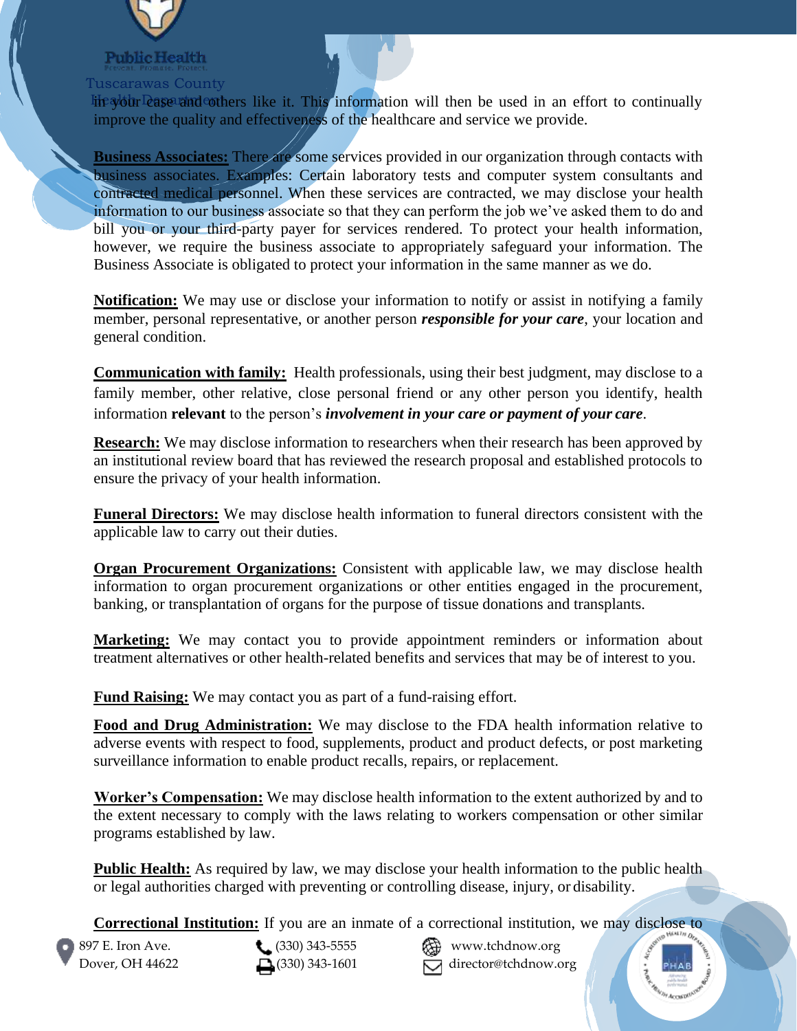in your case and others like it. This information will then be used in an effort to continually improve the quality and effectiveness of the healthcare and service we provide.

**Business Associates:** There are some services provided in our organization through contacts with business associates. Examples: Certain laboratory tests and computer system consultants and contracted medical personnel. When these services are contracted, we may disclose your health information to our business associate so that they can perform the job we've asked them to do and bill you or your third-party payer for services rendered. To protect your health information, however, we require the business associate to appropriately safeguard your information. The Business Associate is obligated to protect your information in the same manner as we do.

**Notification:** We may use or disclose your information to notify or assist in notifying a family member, personal representative, or another person ***responsible for your care***, your location and general condition.

**Communication with family:** Health professionals, using their best judgment, may disclose to a family member, other relative, close personal friend or any other person you identify, health information **relevant** to the person's ***involvement in your care or payment of your care***.

**Research:** We may disclose information to researchers when their research has been approved by an institutional review board that has reviewed the research proposal and established protocols to ensure the privacy of your health information.

**Funeral Directors:** We may disclose health information to funeral directors consistent with the applicable law to carry out their duties.

**Organ Procurement Organizations:** Consistent with applicable law, we may disclose health information to organ procurement organizations or other entities engaged in the procurement, banking, or transplantation of organs for the purpose of tissue donations and transplants.

**Marketing:** We may contact you to provide appointment reminders or information about treatment alternatives or other health-related benefits and services that may be of interest to you.

**Fund Raising:** We may contact you as part of a fund-raising effort.

**Food and Drug Administration:** We may disclose to the FDA health information relative to adverse events with respect to food, supplements, product and product defects, or post marketing surveillance information to enable product recalls, repairs, or replacement.

**Worker's Compensation:** We may disclose health information to the extent authorized by and to the extent necessary to comply with the laws relating to workers compensation or other similar programs established by law.

**Public Health:** As required by law, we may disclose your health information to the public health or legal authorities charged with preventing or controlling disease, injury, or disability.

**Correctional Institution:** If you are an inmate of a correctional institution, we may disclose to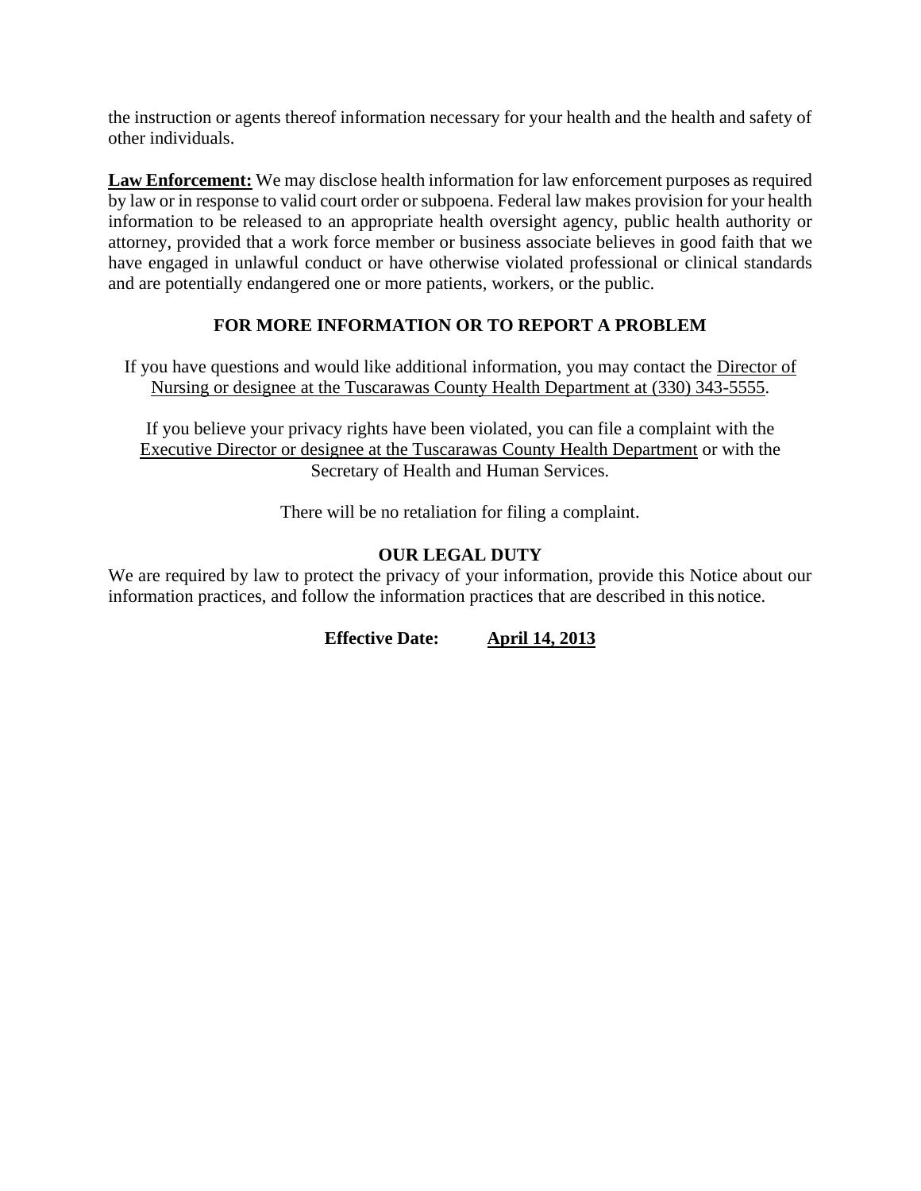the instruction or agents thereof information necessary for your health and the health and safety of other individuals.

**Law Enforcement:** We may disclose health information for law enforcement purposes as required by law or in response to valid court order or subpoena. Federal law makes provision for your health information to be released to an appropriate health oversight agency, public health authority or attorney, provided that a work force member or business associate believes in good faith that we have engaged in unlawful conduct or have otherwise violated professional or clinical standards and are potentially endangered one or more patients, workers, or the public.

## FOR MORE INFORMATION OR TO REPORT A PROBLEM

If you have questions and would like additional information, you may contact the Director of Nursing or designee at the Tuscarawas County Health Department at (330) 343-5555.

If you believe your privacy rights have been violated, you can file a complaint with the Executive Director or designee at the Tuscarawas County Health Department or with the Secretary of Health and Human Services.

There will be no retaliation for filing a complaint.

## OUR LEGAL DUTY

We are required by law to protect the privacy of your information, provide this Notice about our information practices, and follow the information practices that are described in this notice.

**Effective Date: April 14, 2013**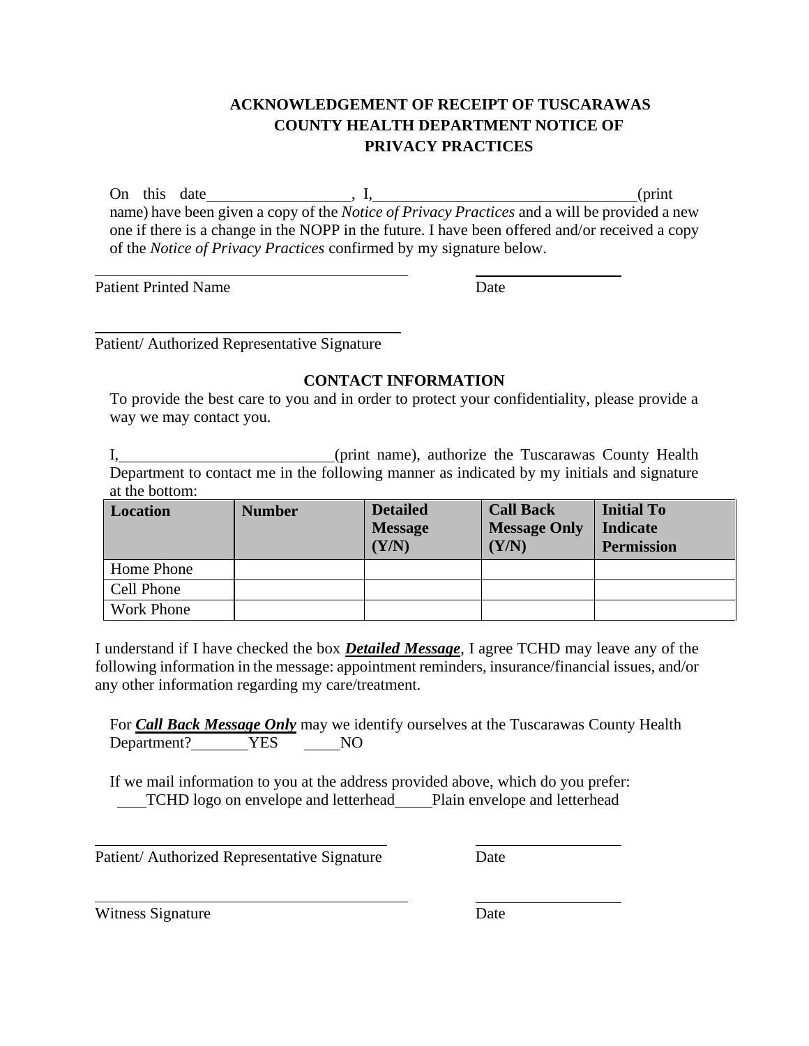# ACKNOWLEDGEMENT OF RECEIPT OF TUSCARAWAS COUNTY HEALTH DEPARTMENT NOTICE OF PRIVACY PRACTICES

On this date\_\_\_\_\_\_\_\_\_\_\_\_\_\_\_\_\_\_, I,\_\_\_\_\_\_\_\_\_\_\_\_\_\_\_\_\_\_\_\_\_\_\_\_\_\_\_\_\_\_\_\_\_\_(print name) have been given a copy of the *Notice of Privacy Practices* and a will be provided a new one if there is a change in the NOPP in the future. I have been offered and/or received a copy of the *Notice of Privacy Practices* confirmed by my signature below.

\_\_\_\_\_\_\_\_\_\_\_\_\_\_\_\_\_\_\_\_\_\_\_\_\_\_\_\_\_\_\_\_\_\_\_\_\_\_\_\_ \_\_\_\_\_\_\_\_\_\_\_\_\_\_\_\_\_\_\_\_

Patient Printed Name Date

\_\_\_\_\_\_\_\_\_\_\_\_\_\_\_\_\_\_\_\_\_\_\_\_\_\_\_\_\_\_\_\_\_\_\_\_\_\_\_\_

Patient/ Authorized Representative Signature

## CONTACT INFORMATION

To provide the best care to you and in order to protect your confidentiality, please provide a way we may contact you.

I,\_\_\_\_\_\_\_\_\_\_\_\_\_\_\_\_\_\_\_\_\_\_\_\_\_\_\_\_(print name), authorize the Tuscarawas County Health Department to contact me in the following manner as indicated by my initials and signature at the bottom:

| **Location** | **Number** | **Detailed Message (Y/N)** | **Call Back Message Only (Y/N)** | **Initial To Indicate Permission** |
|---|---|---|---|---|
| Home Phone | | | | |
| Cell Phone | | | | |
| Work Phone | | | | |

I understand if I have checked the box ***Detailed Message***, I agree TCHD may leave any of the following information in the message: appointment reminders, insurance/financial issues, and/or any other information regarding my care/treatment.

For ***Call Back Message Only*** may we identify ourselves at the Tuscarawas County Health Department?\_\_\_\_\_\_\_YES \_\_\_\_NO

If we mail information to you at the address provided above, which do you prefer:
\_\_\_\_TCHD logo on envelope and letterhead\_\_\_\_\_Plain envelope and letterhead

\_\_\_\_\_\_\_\_\_\_\_\_\_\_\_\_\_\_\_\_\_\_\_\_\_\_\_\_\_\_\_\_\_\_\_\_\_\_\_\_ \_\_\_\_\_\_\_\_\_\_\_\_\_\_\_\_\_\_\_\_

Patient/ Authorized Representative Signature Date

\_\_\_\_\_\_\_\_\_\_\_\_\_\_\_\_\_\_\_\_\_\_\_\_\_\_\_\_\_\_\_\_\_\_\_\_\_\_\_\_ \_\_\_\_\_\_\_\_\_\_\_\_\_\_\_\_\_\_\_\_

Witness Signature Date